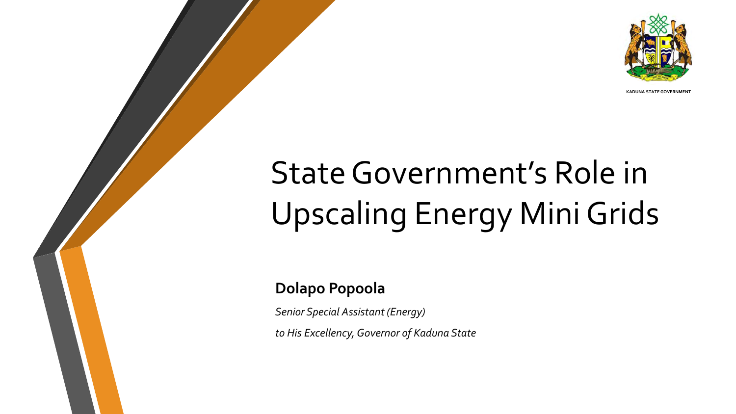KADUNA STATE GOVERNMENT

# State Government's Role in Upscaling Energy Mini Grids

**Dolapo Popoola**

*Senior Special Assistant (Energy)*

*to His Excellency, Governor of Kaduna State*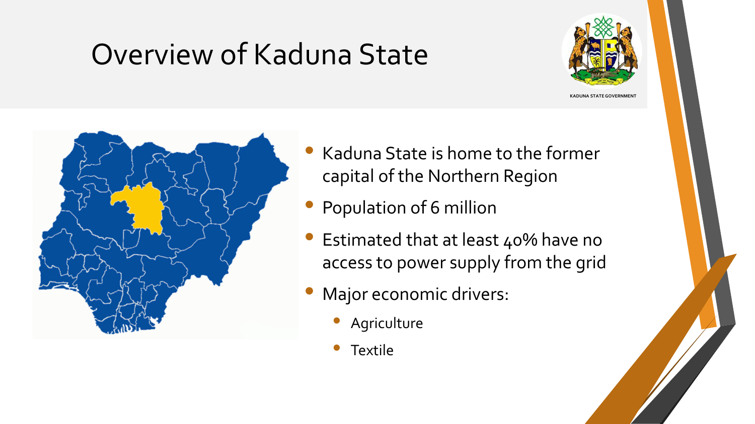# Overview of Kaduna State

KADUNA STATE GOVERNMENT

- Kaduna State is home to the former capital of the Northern Region
- Population of 6 million
- Estimated that at least 40% have no access to power supply from the grid
- Major economic drivers:
    - Agriculture
    - Textile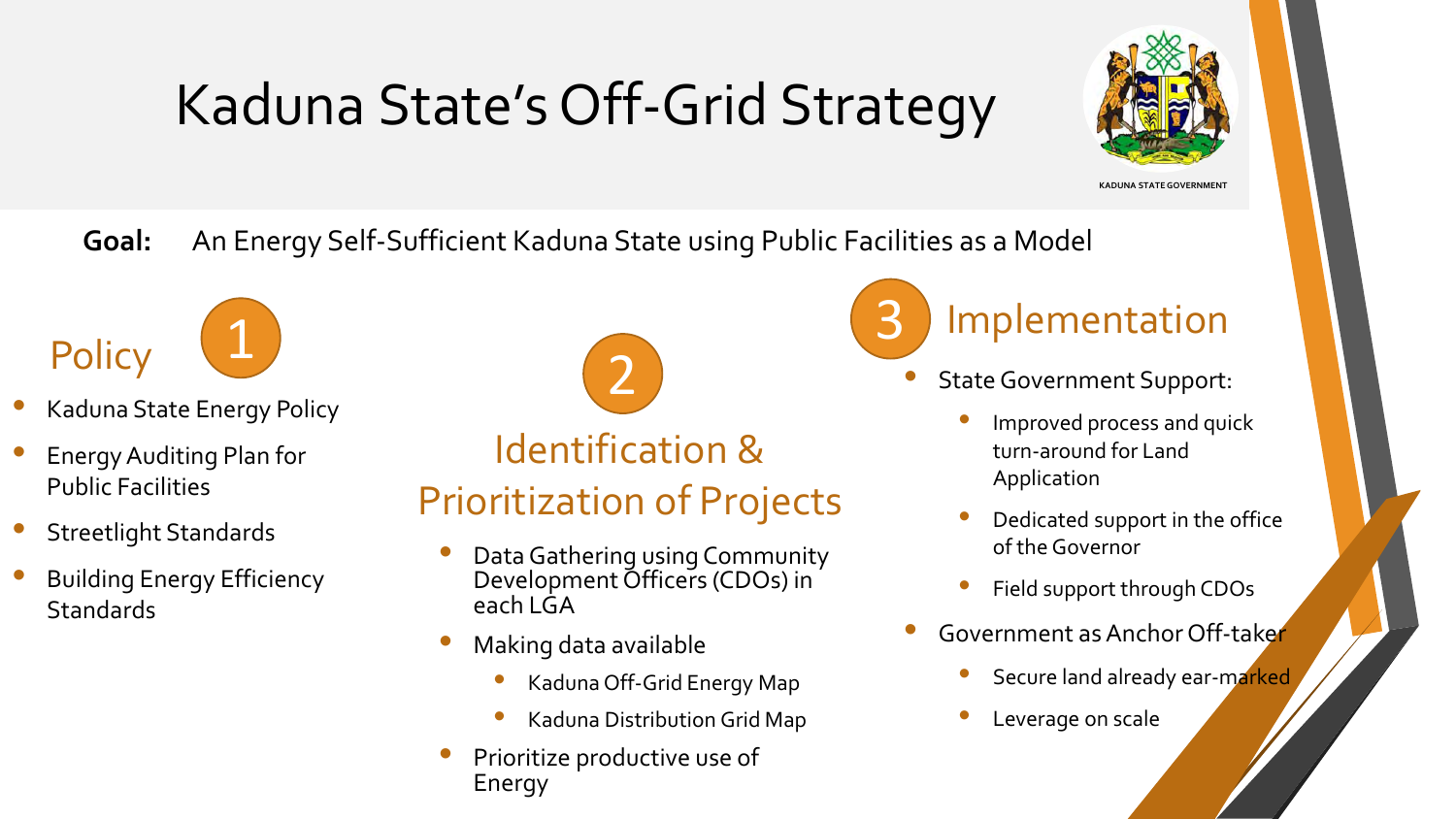# Kaduna State's Off-Grid Strategy

KADUNA STATE GOVERNMENT

**Goal:** An Energy Self-Sufficient Kaduna State using Public Facilities as a Model

## 1 Policy

- Kaduna State Energy Policy
- Energy Auditing Plan for Public Facilities
- Streetlight Standards
- Building Energy Efficiency Standards

## 2 Identification & Prioritization of Projects

- Data Gathering using Community Development Officers (CDOs) in each LGA
- Making data available
  - Kaduna Off-Grid Energy Map
  - Kaduna Distribution Grid Map
- Prioritize productive use of Energy

## 3 Implementation

- State Government Support:
  - Improved process and quick turn-around for Land Application
  - Dedicated support in the office of the Governor
  - Field support through CDOs
- Government as Anchor Off-taker
  - Secure land already ear-marked
  - Leverage on scale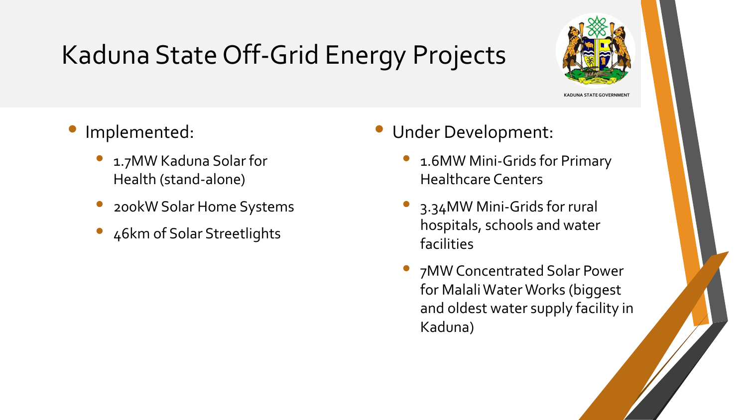# Kaduna State Off-Grid Energy Projects

KADUNA STATE GOVERNMENT

- Implemented:
  - 1.7MW Kaduna Solar for Health (stand-alone)
  - 200kW Solar Home Systems
  - 46km of Solar Streetlights
- Under Development:
  - 1.6MW Mini-Grids for Primary Healthcare Centers
  - 3.34MW Mini-Grids for rural hospitals, schools and water facilities
  - 7MW Concentrated Solar Power for Malali Water Works (biggest and oldest water supply facility in Kaduna)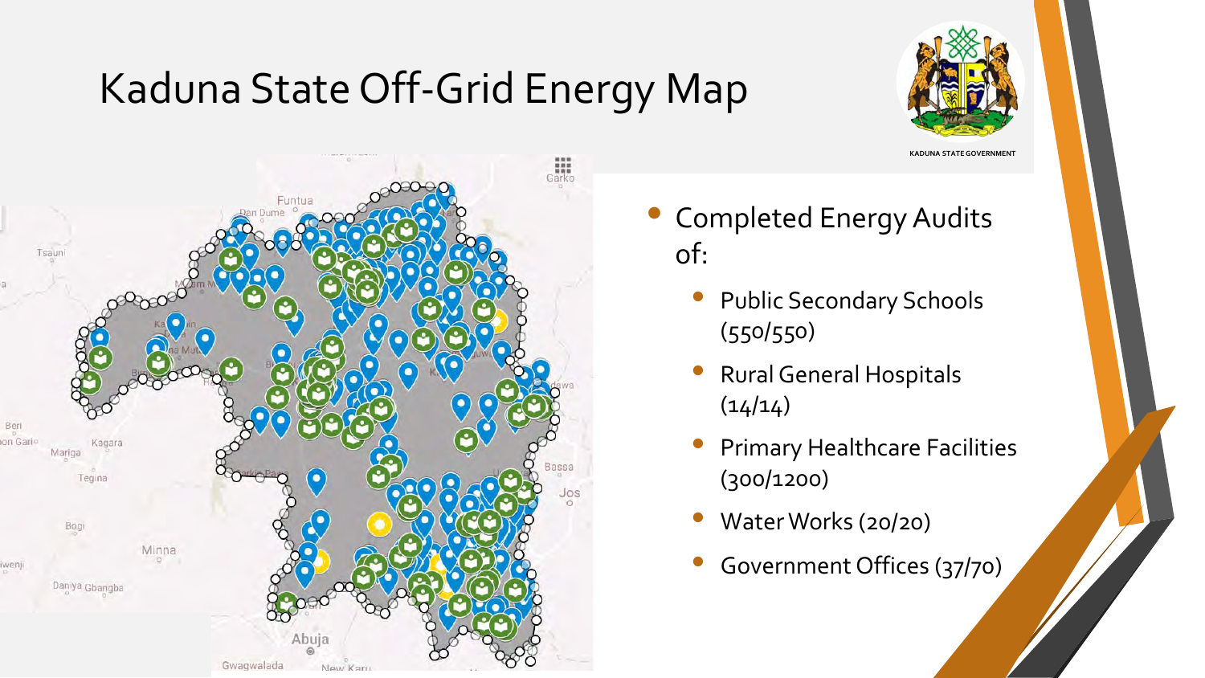# Kaduna State Off-Grid Energy Map

KADUNA STATE GOVERNMENT

- Completed Energy Audits of:
  - Public Secondary Schools (550/550)
  - Rural General Hospitals (14/14)
  - Primary Healthcare Facilities (300/1200)
  - Water Works (20/20)
  - Government Offices (37/70)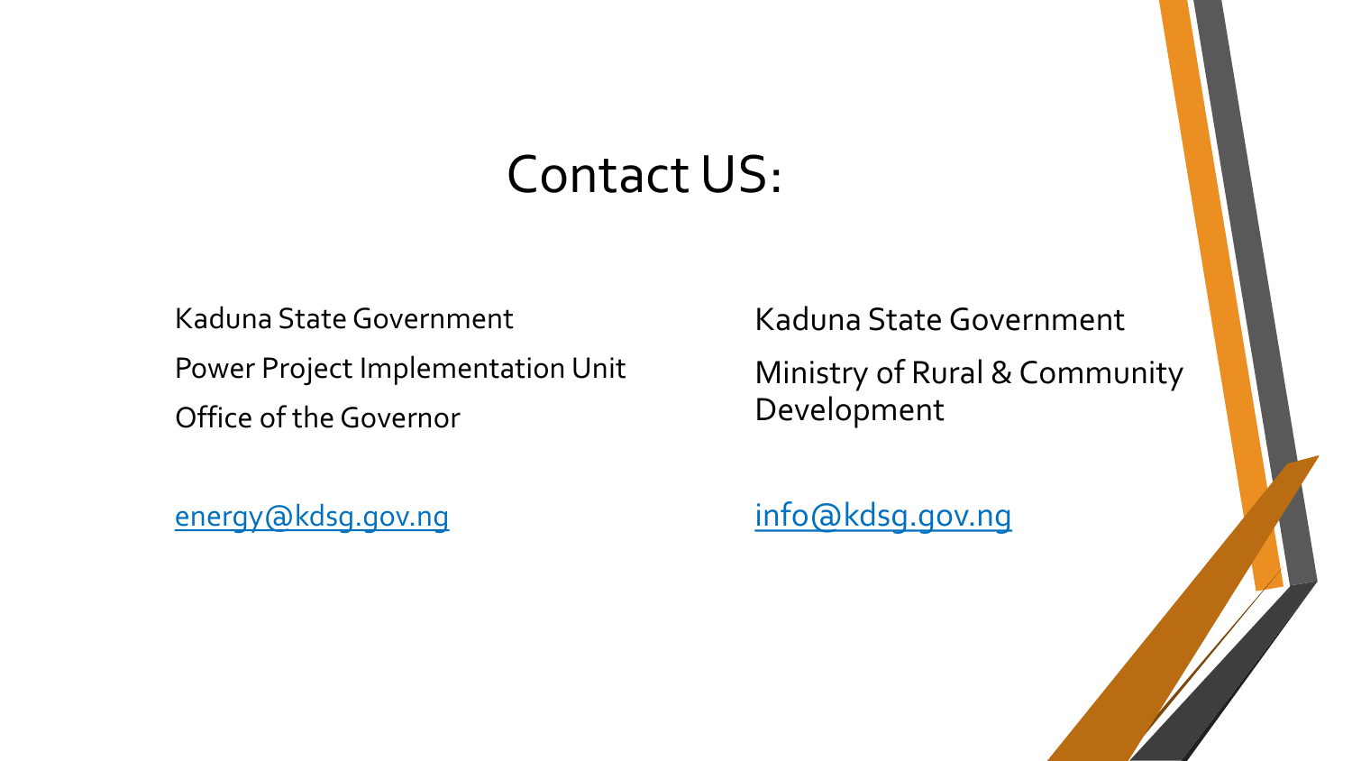# Contact US:

Kaduna State Government

Power Project Implementation Unit

Office of the Governor

energy@kdsg.gov.ng

Kaduna State Government

Ministry of Rural & Community Development

info@kdsg.gov.ng